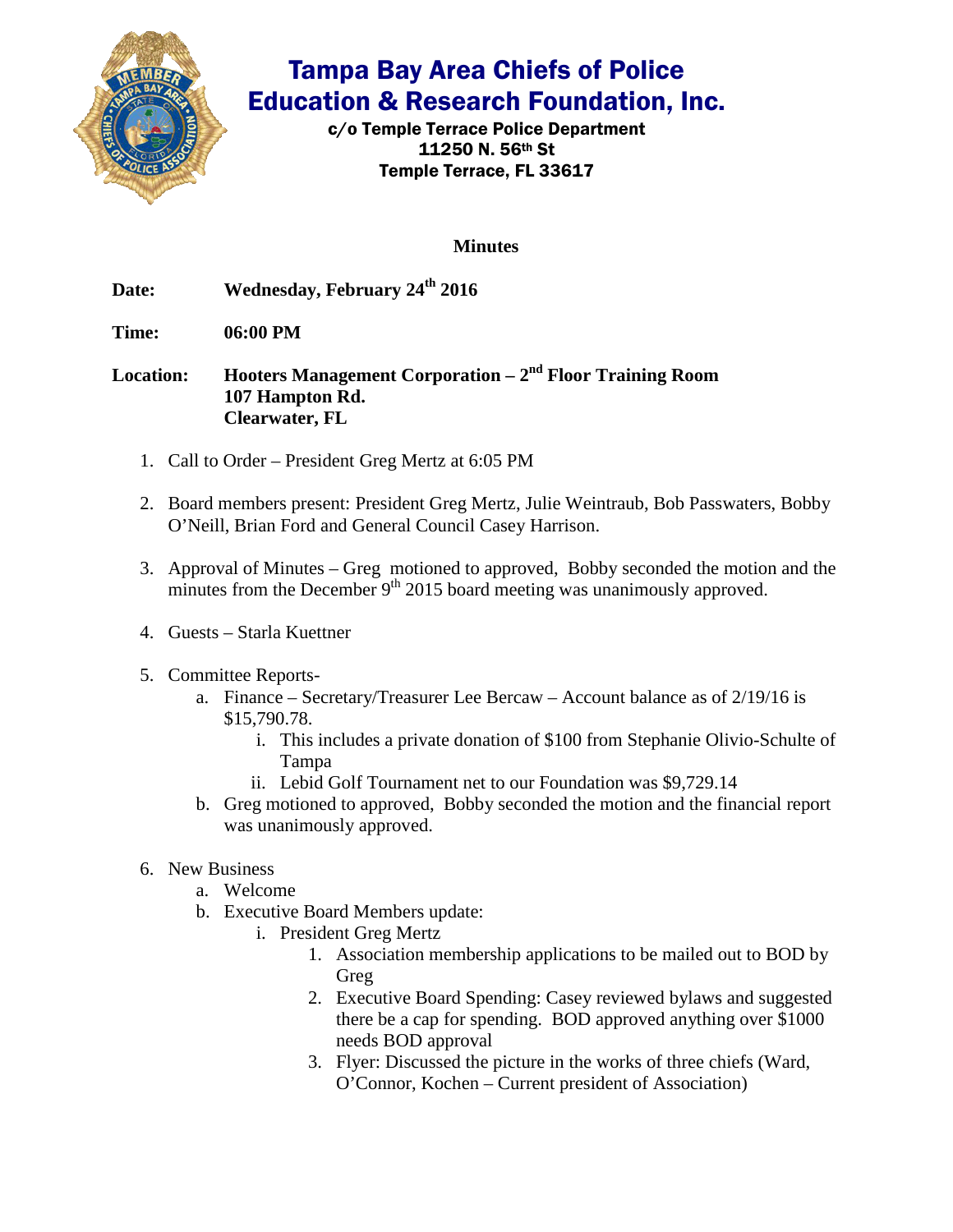# Tampa Bay Area Chiefs of Police Education & Research Foundation, Inc.

c/o Temple Terrace Police Department
11250 N. 56th St
Temple Terrace, FL 33617

## Minutes

**Date:** **Wednesday, February 24th 2016**

**Time:** **06:00 PM**

**Location:** **Hooters Management Corporation – 2nd Floor Training Room**
**107 Hampton Rd.**
**Clearwater, FL**

1. Call to Order – President Greg Mertz at 6:05 PM

2. Board members present: President Greg Mertz, Julie Weintraub, Bob Passwaters, Bobby O'Neill, Brian Ford and General Council Casey Harrison.

3. Approval of Minutes – Greg motioned to approved, Bobby seconded the motion and the minutes from the December 9th 2015 board meeting was unanimously approved.

4. Guests – Starla Kuettner

5. Committee Reports-
   a. Finance – Secretary/Treasurer Lee Bercaw – Account balance as of 2/19/16 is $15,790.78.
      i. This includes a private donation of $100 from Stephanie Olivio-Schulte of Tampa
      ii. Lebid Golf Tournament net to our Foundation was $9,729.14
   b. Greg motioned to approved, Bobby seconded the motion and the financial report was unanimously approved.

6. New Business
   a. Welcome
   b. Executive Board Members update:
      i. President Greg Mertz
         1. Association membership applications to be mailed out to BOD by Greg
         2. Executive Board Spending: Casey reviewed bylaws and suggested there be a cap for spending. BOD approved anything over $1000 needs BOD approval
         3. Flyer: Discussed the picture in the works of three chiefs (Ward, O'Connor, Kochen – Current president of Association)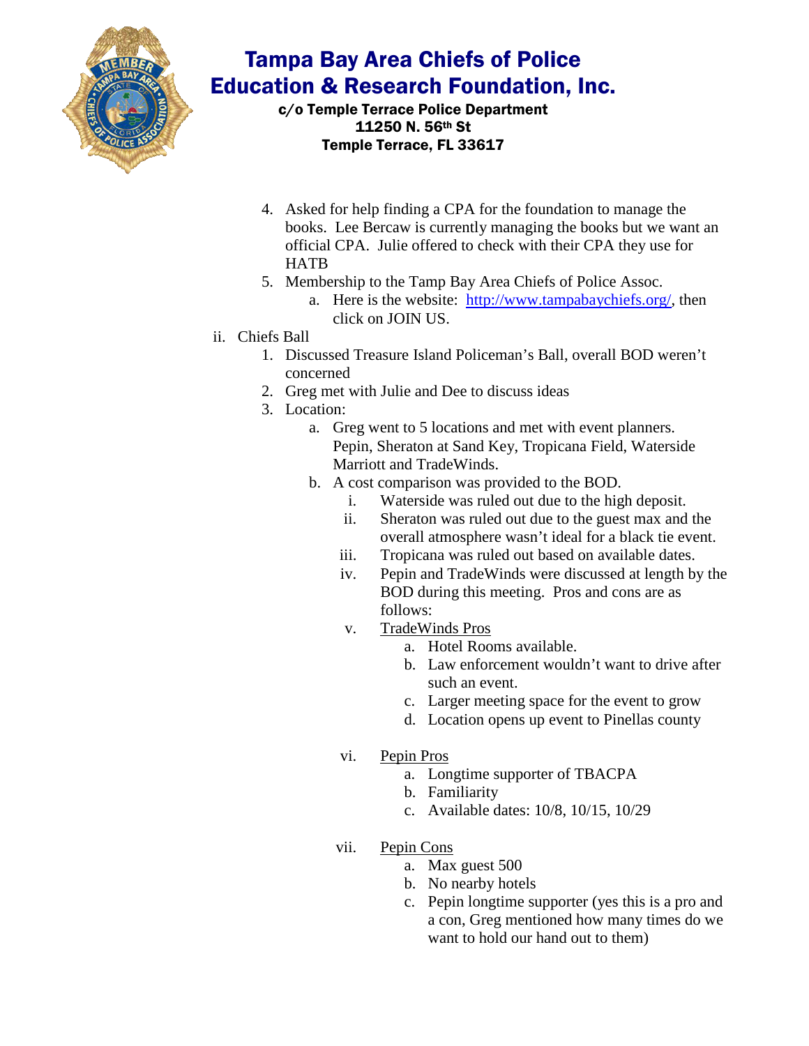# Tampa Bay Area Chiefs of Police Education & Research Foundation, Inc.

**c/o Temple Terrace Police Department**
**11250 N. 56th St**
**Temple Terrace, FL 33617**

4. Asked for help finding a CPA for the foundation to manage the books. Lee Bercaw is currently managing the books but we want an official CPA. Julie offered to check with their CPA they use for HATB
5. Membership to the Tamp Bay Area Chiefs of Police Assoc.
   a. Here is the website: [http://www.tampabaychiefs.org/](http://www.tampabaychiefs.org/), then click on JOIN US.

ii. Chiefs Ball

1. Discussed Treasure Island Policeman's Ball, overall BOD weren't concerned
2. Greg met with Julie and Dee to discuss ideas
3. Location:
   a. Greg went to 5 locations and met with event planners. Pepin, Sheraton at Sand Key, Tropicana Field, Waterside Marriott and TradeWinds.
   b. A cost comparison was provided to the BOD.
      i. Waterside was ruled out due to the high deposit.
      ii. Sheraton was ruled out due to the guest max and the overall atmosphere wasn't ideal for a black tie event.
      iii. Tropicana was ruled out based on available dates.
      iv. Pepin and TradeWinds were discussed at length by the BOD during this meeting. Pros and cons are as follows:
      v. <u>TradeWinds Pros</u>
         a. Hotel Rooms available.
         b. Law enforcement wouldn't want to drive after such an event.
         c. Larger meeting space for the event to grow
         d. Location opens up event to Pinellas county
      vi. <u>Pepin Pros</u>
         a. Longtime supporter of TBACPA
         b. Familiarity
         c. Available dates: 10/8, 10/15, 10/29
      vii. <u>Pepin Cons</u>
         a. Max guest 500
         b. No nearby hotels
         c. Pepin longtime supporter (yes this is a pro and a con, Greg mentioned how many times do we want to hold our hand out to them)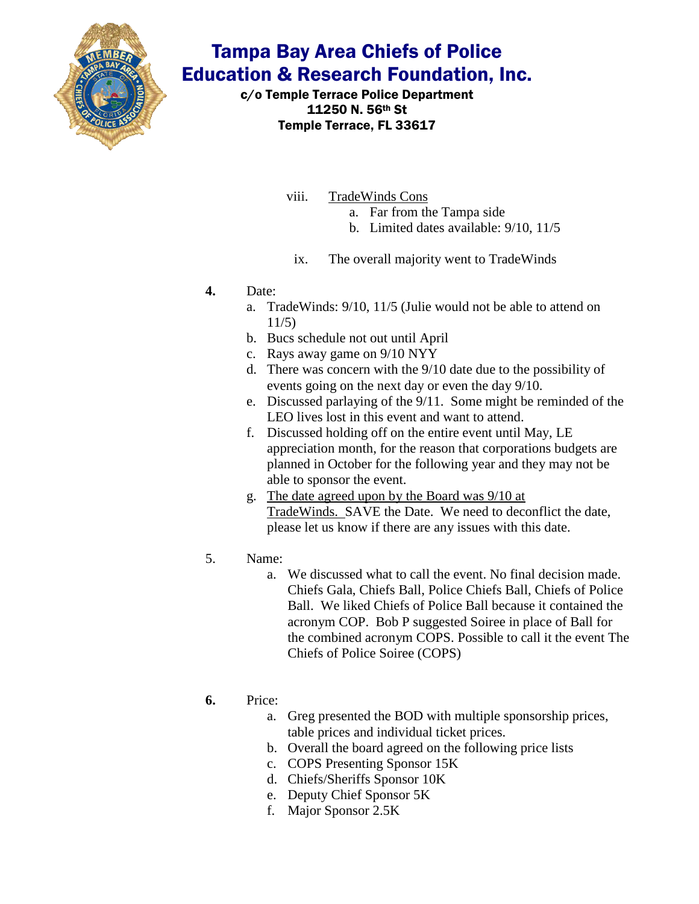# Tampa Bay Area Chiefs of Police Education & Research Foundation, Inc.

**c/o Temple Terrace Police Department**
**11250 N. 56th St**
**Temple Terrace, FL 33617**

viii. TradeWinds Cons
   a. Far from the Tampa side
   b. Limited dates available: 9/10, 11/5

ix. The overall majority went to TradeWinds

**4.** Date:
   a. TradeWinds: 9/10, 11/5 (Julie would not be able to attend on 11/5)
   b. Bucs schedule not out until April
   c. Rays away game on 9/10 NYY
   d. There was concern with the 9/10 date due to the possibility of events going on the next day or even the day 9/10.
   e. Discussed parlaying of the 9/11. Some might be reminded of the LEO lives lost in this event and want to attend.
   f. Discussed holding off on the entire event until May, LE appreciation month, for the reason that corporations budgets are planned in October for the following year and they may not be able to sponsor the event.
   g. The date agreed upon by the Board was 9/10 at TradeWinds. SAVE the Date. We need to deconflict the date, please let us know if there are any issues with this date.

5. Name:
   a. We discussed what to call the event. No final decision made. Chiefs Gala, Chiefs Ball, Police Chiefs Ball, Chiefs of Police Ball. We liked Chiefs of Police Ball because it contained the acronym COP. Bob P suggested Soiree in place of Ball for the combined acronym COPS. Possible to call it the event The Chiefs of Police Soiree (COPS)

**6.** Price:
   a. Greg presented the BOD with multiple sponsorship prices, table prices and individual ticket prices.
   b. Overall the board agreed on the following price lists
   c. COPS Presenting Sponsor 15K
   d. Chiefs/Sheriffs Sponsor 10K
   e. Deputy Chief Sponsor 5K
   f. Major Sponsor 2.5K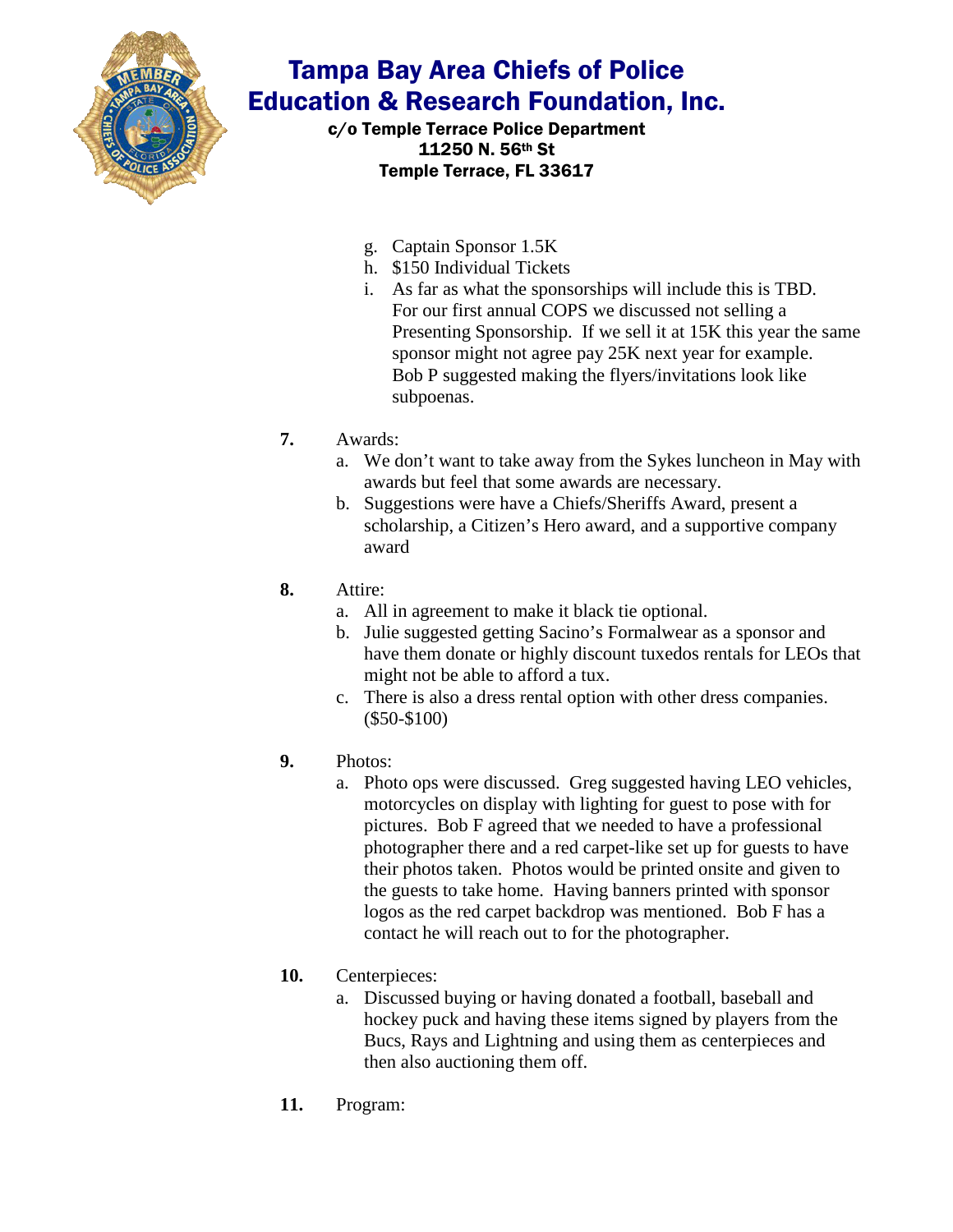# Tampa Bay Area Chiefs of Police Education & Research Foundation, Inc.

c/o Temple Terrace Police Department
11250 N. 56th St
Temple Terrace, FL 33617

- g. Captain Sponsor 1.5K
- h. $150 Individual Tickets
- i. As far as what the sponsorships will include this is TBD. For our first annual COPS we discussed not selling a Presenting Sponsorship. If we sell it at 15K this year the same sponsor might not agree pay 25K next year for example. Bob P suggested making the flyers/invitations look like subpoenas.

**7.** Awards:

- a. We don't want to take away from the Sykes luncheon in May with awards but feel that some awards are necessary.
- b. Suggestions were have a Chiefs/Sheriffs Award, present a scholarship, a Citizen's Hero award, and a supportive company award

**8.** Attire:

- a. All in agreement to make it black tie optional.
- b. Julie suggested getting Sacino's Formalwear as a sponsor and have them donate or highly discount tuxedos rentals for LEOs that might not be able to afford a tux.
- c. There is also a dress rental option with other dress companies. ($50-$100)

**9.** Photos:

- a. Photo ops were discussed. Greg suggested having LEO vehicles, motorcycles on display with lighting for guest to pose with for pictures. Bob F agreed that we needed to have a professional photographer there and a red carpet-like set up for guests to have their photos taken. Photos would be printed onsite and given to the guests to take home. Having banners printed with sponsor logos as the red carpet backdrop was mentioned. Bob F has a contact he will reach out to for the photographer.

**10.** Centerpieces:

- a. Discussed buying or having donated a football, baseball and hockey puck and having these items signed by players from the Bucs, Rays and Lightning and using them as centerpieces and then also auctioning them off.

**11.** Program: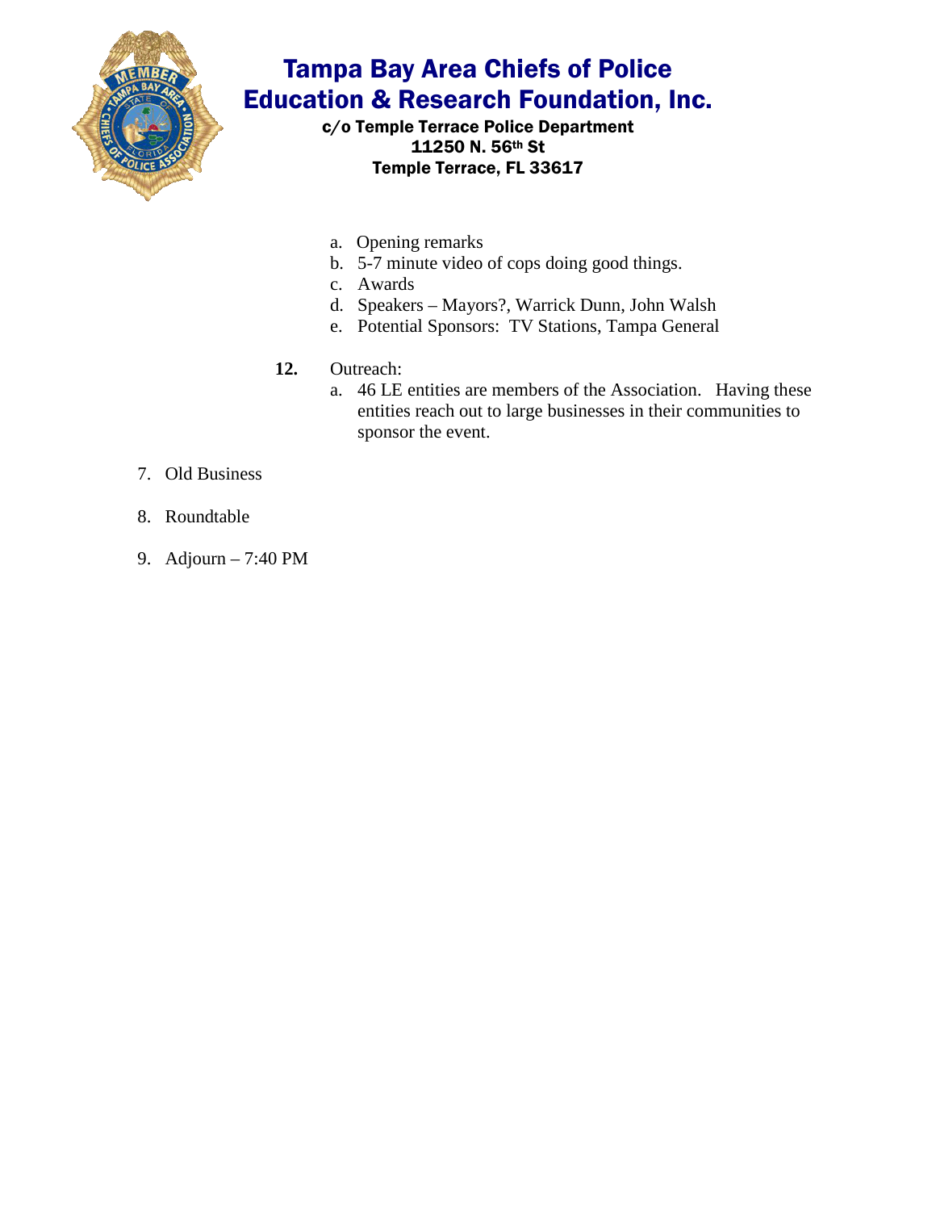# Tampa Bay Area Chiefs of Police Education & Research Foundation, Inc.

**c/o Temple Terrace Police Department**
**11250 N. 56th St**
**Temple Terrace, FL 33617**

a. Opening remarks
b. 5-7 minute video of cops doing good things.
c. Awards
d. Speakers – Mayors?, Warrick Dunn, John Walsh
e. Potential Sponsors: TV Stations, Tampa General

**12.** Outreach:

a. 46 LE entities are members of the Association. Having these entities reach out to large businesses in their communities to sponsor the event.

7. Old Business

8. Roundtable

9. Adjourn – 7:40 PM